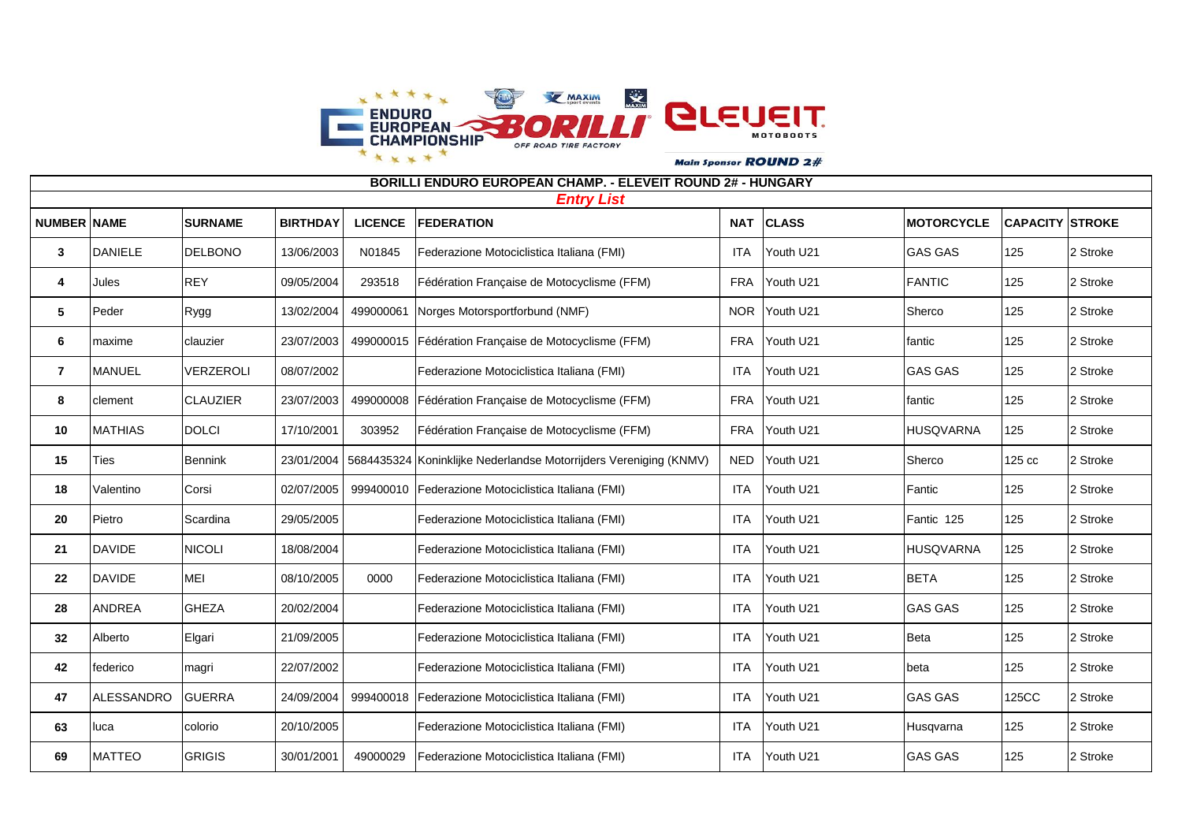# BORILLI ENDURO EUROPEAN CHAMP. - ELEVEIT ROUND 2# - HUNGARY

## *Entry List*

| NUMBER | NAME | SURNAME | BIRTHDAY | LICENCE | FEDERATION | NAT | CLASS | MOTORCYCLE | CAPACITY | STROKE |
|---|---|---|---|---|---|---|---|---|---|---|
| 3 | DANIELE | DELBONO | 13/06/2003 | N01845 | Federazione Motociclistica Italiana (FMI) | ITA | Youth U21 | GAS GAS | 125 | 2 Stroke |
| 4 | Jules | REY | 09/05/2004 | 293518 | Fédération Française de Motocyclisme (FFM) | FRA | Youth U21 | FANTIC | 125 | 2 Stroke |
| 5 | Peder | Rygg | 13/02/2004 | 499000061 | Norges Motorsportforbund (NMF) | NOR | Youth U21 | Sherco | 125 | 2 Stroke |
| 6 | maxime | clauzier | 23/07/2003 | 499000015 | Fédération Française de Motocyclisme (FFM) | FRA | Youth U21 | fantic | 125 | 2 Stroke |
| 7 | MANUEL | VERZEROLI | 08/07/2002 | | Federazione Motociclistica Italiana (FMI) | ITA | Youth U21 | GAS GAS | 125 | 2 Stroke |
| 8 | clement | CLAUZIER | 23/07/2003 | 499000008 | Fédération Française de Motocyclisme (FFM) | FRA | Youth U21 | fantic | 125 | 2 Stroke |
| 10 | MATHIAS | DOLCI | 17/10/2001 | 303952 | Fédération Française de Motocyclisme (FFM) | FRA | Youth U21 | HUSQVARNA | 125 | 2 Stroke |
| 15 | Ties | Bennink | 23/01/2004 | 5684435324 | Koninklijke Nederlandse Motorrijders Vereniging (KNMV) | NED | Youth U21 | Sherco | 125 cc | 2 Stroke |
| 18 | Valentino | Corsi | 02/07/2005 | 999400010 | Federazione Motociclistica Italiana (FMI) | ITA | Youth U21 | Fantic | 125 | 2 Stroke |
| 20 | Pietro | Scardina | 29/05/2005 | | Federazione Motociclistica Italiana (FMI) | ITA | Youth U21 | Fantic 125 | 125 | 2 Stroke |
| 21 | DAVIDE | NICOLI | 18/08/2004 | | Federazione Motociclistica Italiana (FMI) | ITA | Youth U21 | HUSQVARNA | 125 | 2 Stroke |
| 22 | DAVIDE | MEI | 08/10/2005 | 0000 | Federazione Motociclistica Italiana (FMI) | ITA | Youth U21 | BETA | 125 | 2 Stroke |
| 28 | ANDREA | GHEZA | 20/02/2004 | | Federazione Motociclistica Italiana (FMI) | ITA | Youth U21 | GAS GAS | 125 | 2 Stroke |
| 32 | Alberto | Elgari | 21/09/2005 | | Federazione Motociclistica Italiana (FMI) | ITA | Youth U21 | Beta | 125 | 2 Stroke |
| 42 | federico | magri | 22/07/2002 | | Federazione Motociclistica Italiana (FMI) | ITA | Youth U21 | beta | 125 | 2 Stroke |
| 47 | ALESSANDRO | GUERRA | 24/09/2004 | 999400018 | Federazione Motociclistica Italiana (FMI) | ITA | Youth U21 | GAS GAS | 125CC | 2 Stroke |
| 63 | luca | colorio | 20/10/2005 | | Federazione Motociclistica Italiana (FMI) | ITA | Youth U21 | Husqvarna | 125 | 2 Stroke |
| 69 | MATTEO | GRIGIS | 30/01/2001 | 49000029 | Federazione Motociclistica Italiana (FMI) | ITA | Youth U21 | GAS GAS | 125 | 2 Stroke |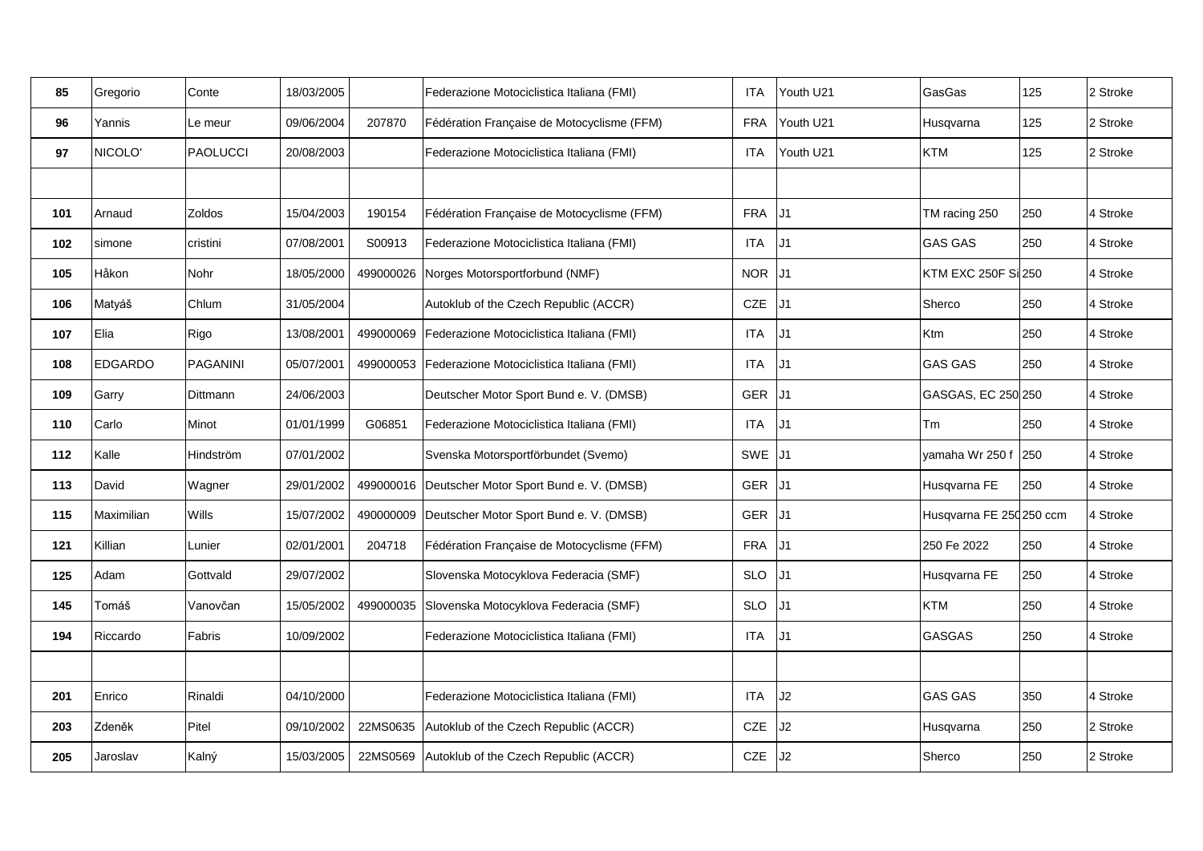| | | | | | | | | | | |
|---|---|---|---|---|---|---|---|---|---|---|
| 85 | Gregorio | Conte | 18/03/2005 | | Federazione Motociclistica Italiana (FMI) | ITA | Youth U21 | GasGas | 125 | 2 Stroke |
| 96 | Yannis | Le meur | 09/06/2004 | 207870 | Fédération Française de Motocyclisme (FFM) | FRA | Youth U21 | Husqvarna | 125 | 2 Stroke |
| 97 | NICOLO' | PAOLUCCI | 20/08/2003 | | Federazione Motociclistica Italiana (FMI) | ITA | Youth U21 | KTM | 125 | 2 Stroke |
| | | | | | | | | | | |
| 101 | Arnaud | Zoldos | 15/04/2003 | 190154 | Fédération Française de Motocyclisme (FFM) | FRA | J1 | TM racing 250 | 250 | 4 Stroke |
| 102 | simone | cristini | 07/08/2001 | S00913 | Federazione Motociclistica Italiana (FMI) | ITA | J1 | GAS GAS | 250 | 4 Stroke |
| 105 | Håkon | Nohr | 18/05/2000 | 499000026 | Norges Motorsportforbund (NMF) | NOR | J1 | KTM EXC 250F Si | 250 | 4 Stroke |
| 106 | Matyáš | Chlum | 31/05/2004 | | Autoklub of the Czech Republic (ACCR) | CZE | J1 | Sherco | 250 | 4 Stroke |
| 107 | Elia | Rigo | 13/08/2001 | 499000069 | Federazione Motociclistica Italiana (FMI) | ITA | J1 | Ktm | 250 | 4 Stroke |
| 108 | EDGARDO | PAGANINI | 05/07/2001 | 499000053 | Federazione Motociclistica Italiana (FMI) | ITA | J1 | GAS GAS | 250 | 4 Stroke |
| 109 | Garry | Dittmann | 24/06/2003 | | Deutscher Motor Sport Bund e. V. (DMSB) | GER | J1 | GASGAS, EC 250 | 250 | 4 Stroke |
| 110 | Carlo | Minot | 01/01/1999 | G06851 | Federazione Motociclistica Italiana (FMI) | ITA | J1 | Tm | 250 | 4 Stroke |
| 112 | Kalle | Hindström | 07/01/2002 | | Svenska Motorsportförbundet (Svemo) | SWE | J1 | yamaha Wr 250 f | 250 | 4 Stroke |
| 113 | David | Wagner | 29/01/2002 | 499000016 | Deutscher Motor Sport Bund e. V. (DMSB) | GER | J1 | Husqvarna FE | 250 | 4 Stroke |
| 115 | Maximilian | Wills | 15/07/2002 | 490000009 | Deutscher Motor Sport Bund e. V. (DMSB) | GER | J1 | Husqvarna FE 250 | 250 ccm | 4 Stroke |
| 121 | Killian | Lunier | 02/01/2001 | 204718 | Fédération Française de Motocyclisme (FFM) | FRA | J1 | 250 Fe 2022 | 250 | 4 Stroke |
| 125 | Adam | Gottvald | 29/07/2002 | | Slovenska Motocyklova Federacia (SMF) | SLO | J1 | Husqvarna FE | 250 | 4 Stroke |
| 145 | Tomáš | Vanovčan | 15/05/2002 | 499000035 | Slovenska Motocyklova Federacia (SMF) | SLO | J1 | KTM | 250 | 4 Stroke |
| 194 | Riccardo | Fabris | 10/09/2002 | | Federazione Motociclistica Italiana (FMI) | ITA | J1 | GASGAS | 250 | 4 Stroke |
| | | | | | | | | | | |
| 201 | Enrico | Rinaldi | 04/10/2000 | | Federazione Motociclistica Italiana (FMI) | ITA | J2 | GAS GAS | 350 | 4 Stroke |
| 203 | Zdeněk | Pitel | 09/10/2002 | 22MS0635 | Autoklub of the Czech Republic (ACCR) | CZE | J2 | Husqvarna | 250 | 2 Stroke |
| 205 | Jaroslav | Kalný | 15/03/2005 | 22MS0569 | Autoklub of the Czech Republic (ACCR) | CZE | J2 | Sherco | 250 | 2 Stroke |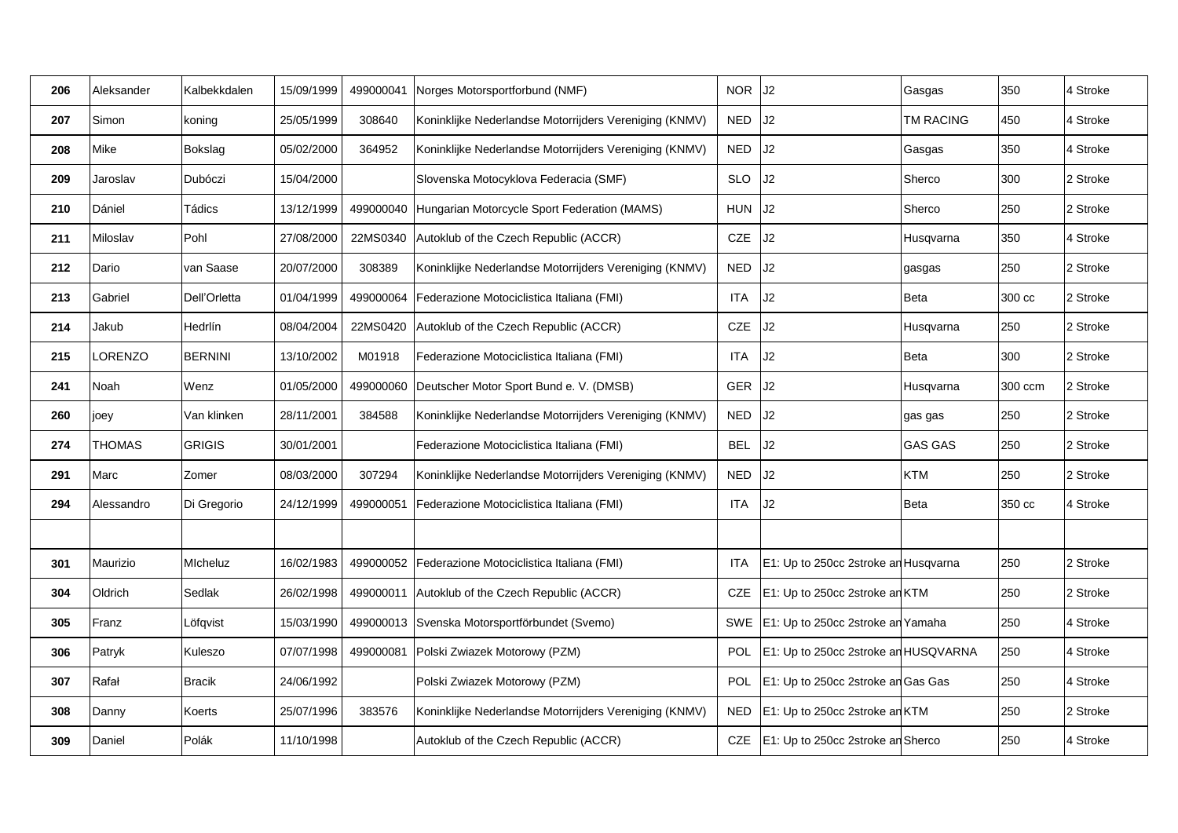| | | | | | | | | | | |
|---|---|---|---|---|---|---|---|---|---|---|
| **206** | Aleksander | Kalbekkdalen | 15/09/1999 | 499000041 | Norges Motorsportforbund (NMF) | NOR | J2 | Gasgas | 350 | 4 Stroke |
| **207** | Simon | koning | 25/05/1999 | 308640 | Koninklijke Nederlandse Motorrijders Vereniging (KNMV) | NED | J2 | TM RACING | 450 | 4 Stroke |
| **208** | Mike | Bokslag | 05/02/2000 | 364952 | Koninklijke Nederlandse Motorrijders Vereniging (KNMV) | NED | J2 | Gasgas | 350 | 4 Stroke |
| **209** | Jaroslav | Dubóczi | 15/04/2000 | | Slovenska Motocyklova Federacia (SMF) | SLO | J2 | Sherco | 300 | 2 Stroke |
| **210** | Dániel | Tádics | 13/12/1999 | 499000040 | Hungarian Motorcycle Sport Federation (MAMS) | HUN | J2 | Sherco | 250 | 2 Stroke |
| **211** | Miloslav | Pohl | 27/08/2000 | 22MS0340 | Autoklub of the Czech Republic (ACCR) | CZE | J2 | Husqvarna | 350 | 4 Stroke |
| **212** | Dario | van Saase | 20/07/2000 | 308389 | Koninklijke Nederlandse Motorrijders Vereniging (KNMV) | NED | J2 | gasgas | 250 | 2 Stroke |
| **213** | Gabriel | Dell'Orletta | 01/04/1999 | 499000064 | Federazione Motociclistica Italiana (FMI) | ITA | J2 | Beta | 300 cc | 2 Stroke |
| **214** | Jakub | Hedrlín | 08/04/2004 | 22MS0420 | Autoklub of the Czech Republic (ACCR) | CZE | J2 | Husqvarna | 250 | 2 Stroke |
| **215** | LORENZO | BERNINI | 13/10/2002 | M01918 | Federazione Motociclistica Italiana (FMI) | ITA | J2 | Beta | 300 | 2 Stroke |
| **241** | Noah | Wenz | 01/05/2000 | 499000060 | Deutscher Motor Sport Bund e. V. (DMSB) | GER | J2 | Husqvarna | 300 ccm | 2 Stroke |
| **260** | joey | Van klinken | 28/11/2001 | 384588 | Koninklijke Nederlandse Motorrijders Vereniging (KNMV) | NED | J2 | gas gas | 250 | 2 Stroke |
| **274** | THOMAS | GRIGIS | 30/01/2001 | | Federazione Motociclistica Italiana (FMI) | BEL | J2 | GAS GAS | 250 | 2 Stroke |
| **291** | Marc | Zomer | 08/03/2000 | 307294 | Koninklijke Nederlandse Motorrijders Vereniging (KNMV) | NED | J2 | KTM | 250 | 2 Stroke |
| **294** | Alessandro | Di Gregorio | 24/12/1999 | 499000051 | Federazione Motociclistica Italiana (FMI) | ITA | J2 | Beta | 350 cc | 4 Stroke |
| | | | | | | | | | | |
| **301** | Maurizio | MIcheluz | 16/02/1983 | 499000052 | Federazione Motociclistica Italiana (FMI) | ITA | E1: Up to 250cc 2stroke an | Husqvarna | 250 | 2 Stroke |
| **304** | Oldrich | Sedlak | 26/02/1998 | 499000011 | Autoklub of the Czech Republic (ACCR) | CZE | E1: Up to 250cc 2stroke an | KTM | 250 | 2 Stroke |
| **305** | Franz | Löfqvist | 15/03/1990 | 499000013 | Svenska Motorsportförbundet (Svemo) | SWE | E1: Up to 250cc 2stroke an | Yamaha | 250 | 4 Stroke |
| **306** | Patryk | Kuleszo | 07/07/1998 | 499000081 | Polski Zwiazek Motorowy (PZM) | POL | E1: Up to 250cc 2stroke an | HUSQVARNA | 250 | 4 Stroke |
| **307** | Rafał | Bracik | 24/06/1992 | | Polski Zwiazek Motorowy (PZM) | POL | E1: Up to 250cc 2stroke an | Gas Gas | 250 | 4 Stroke |
| **308** | Danny | Koerts | 25/07/1996 | 383576 | Koninklijke Nederlandse Motorrijders Vereniging (KNMV) | NED | E1: Up to 250cc 2stroke an | KTM | 250 | 2 Stroke |
| **309** | Daniel | Polák | 11/10/1998 | | Autoklub of the Czech Republic (ACCR) | CZE | E1: Up to 250cc 2stroke an | Sherco | 250 | 4 Stroke |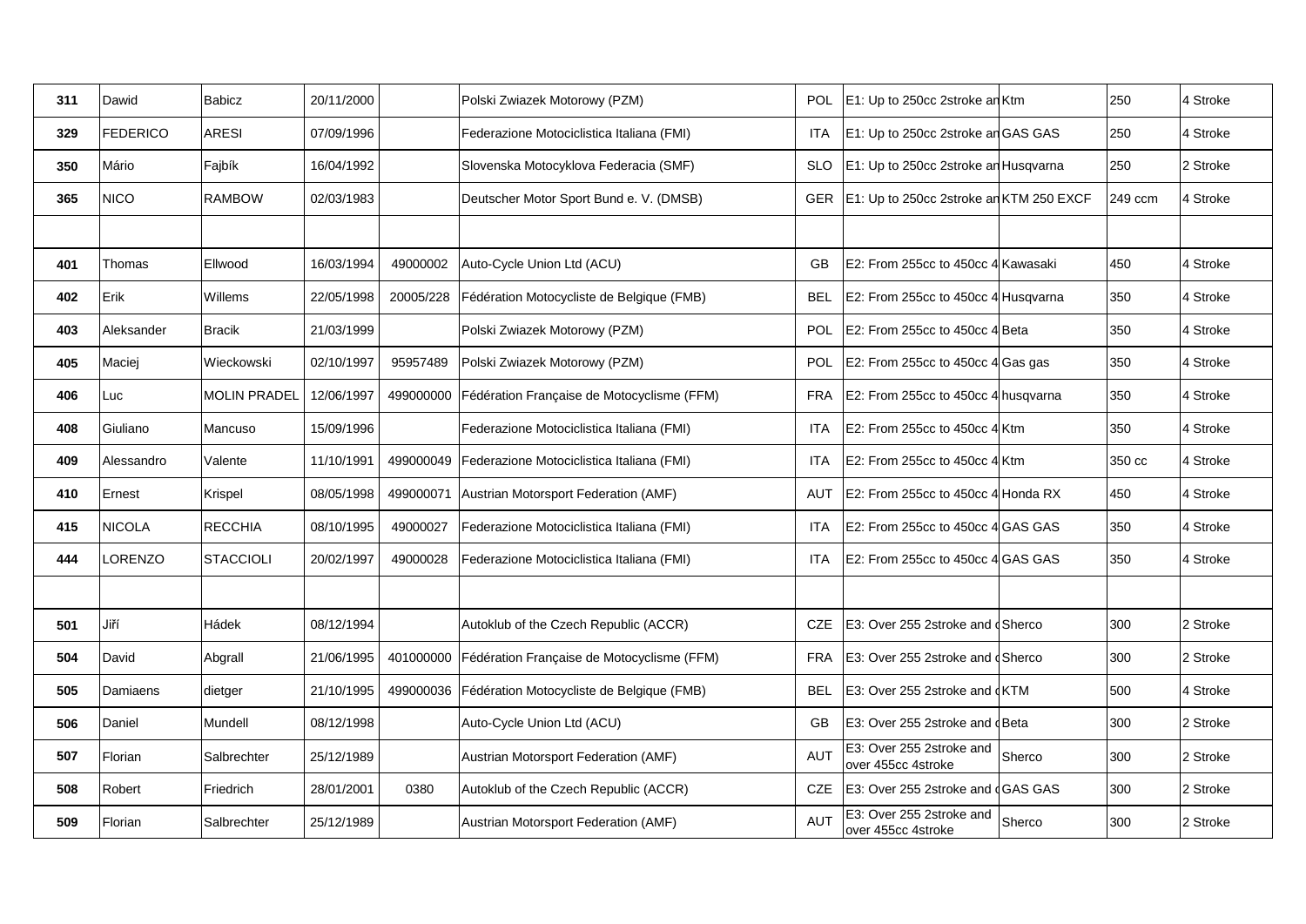| | | | | | | | | | | |
|---|---|---|---|---|---|---|---|---|---|---|
| **311** | Dawid | Babicz | 20/11/2000 | | Polski Zwiazek Motorowy (PZM) | POL | E1: Up to 250cc 2stroke an | Ktm | 250 | 4 Stroke |
| **329** | FEDERICO | ARESI | 07/09/1996 | | Federazione Motociclistica Italiana (FMI) | ITA | E1: Up to 250cc 2stroke an | GAS GAS | 250 | 4 Stroke |
| **350** | Mário | Fajbík | 16/04/1992 | | Slovenska Motocyklova Federacia (SMF) | SLO | E1: Up to 250cc 2stroke an | Husqvarna | 250 | 2 Stroke |
| **365** | NICO | RAMBOW | 02/03/1983 | | Deutscher Motor Sport Bund e. V. (DMSB) | GER | E1: Up to 250cc 2stroke an | KTM 250 EXCF | 249 ccm | 4 Stroke |
| | | | | | | | | | | |
| **401** | Thomas | Ellwood | 16/03/1994 | 49000002 | Auto-Cycle Union Ltd (ACU) | GB | E2: From 255cc to 450cc 4 | Kawasaki | 450 | 4 Stroke |
| **402** | Erik | Willems | 22/05/1998 | 20005/228 | Fédération Motocycliste de Belgique (FMB) | BEL | E2: From 255cc to 450cc 4 | Husqvarna | 350 | 4 Stroke |
| **403** | Aleksander | Bracik | 21/03/1999 | | Polski Zwiazek Motorowy (PZM) | POL | E2: From 255cc to 450cc 4 | Beta | 350 | 4 Stroke |
| **405** | Maciej | Wieckowski | 02/10/1997 | 95957489 | Polski Zwiazek Motorowy (PZM) | POL | E2: From 255cc to 450cc 4 | Gas gas | 350 | 4 Stroke |
| **406** | Luc | MOLIN PRADEL | 12/06/1997 | 499000000 | Fédération Française de Motocyclisme (FFM) | FRA | E2: From 255cc to 450cc 4 | husqvarna | 350 | 4 Stroke |
| **408** | Giuliano | Mancuso | 15/09/1996 | | Federazione Motociclistica Italiana (FMI) | ITA | E2: From 255cc to 450cc 4 | Ktm | 350 | 4 Stroke |
| **409** | Alessandro | Valente | 11/10/1991 | 499000049 | Federazione Motociclistica Italiana (FMI) | ITA | E2: From 255cc to 450cc 4 | Ktm | 350 cc | 4 Stroke |
| **410** | Ernest | Krispel | 08/05/1998 | 499000071 | Austrian Motorsport Federation (AMF) | AUT | E2: From 255cc to 450cc 4 | Honda RX | 450 | 4 Stroke |
| **415** | NICOLA | RECCHIA | 08/10/1995 | 49000027 | Federazione Motociclistica Italiana (FMI) | ITA | E2: From 255cc to 450cc 4 | GAS GAS | 350 | 4 Stroke |
| **444** | LORENZO | STACCIOLI | 20/02/1997 | 49000028 | Federazione Motociclistica Italiana (FMI) | ITA | E2: From 255cc to 450cc 4 | GAS GAS | 350 | 4 Stroke |
| | | | | | | | | | | |
| **501** | Jiří | Hádek | 08/12/1994 | | Autoklub of the Czech Republic (ACCR) | CZE | E3: Over 255 2stroke and o | Sherco | 300 | 2 Stroke |
| **504** | David | Abgrall | 21/06/1995 | 401000000 | Fédération Française de Motocyclisme (FFM) | FRA | E3: Over 255 2stroke and o | Sherco | 300 | 2 Stroke |
| **505** | Damiaens | dietger | 21/10/1995 | 499000036 | Fédération Motocycliste de Belgique (FMB) | BEL | E3: Over 255 2stroke and o | KTM | 500 | 4 Stroke |
| **506** | Daniel | Mundell | 08/12/1998 | | Auto-Cycle Union Ltd (ACU) | GB | E3: Over 255 2stroke and o | Beta | 300 | 2 Stroke |
| **507** | Florian | Salbrechter | 25/12/1989 | | Austrian Motorsport Federation (AMF) | AUT | E3: Over 255 2stroke and over 455cc 4stroke | Sherco | 300 | 2 Stroke |
| **508** | Robert | Friedrich | 28/01/2001 | 0380 | Autoklub of the Czech Republic (ACCR) | CZE | E3: Over 255 2stroke and o | GAS GAS | 300 | 2 Stroke |
| **509** | Florian | Salbrechter | 25/12/1989 | | Austrian Motorsport Federation (AMF) | AUT | E3: Over 255 2stroke and over 455cc 4stroke | Sherco | 300 | 2 Stroke |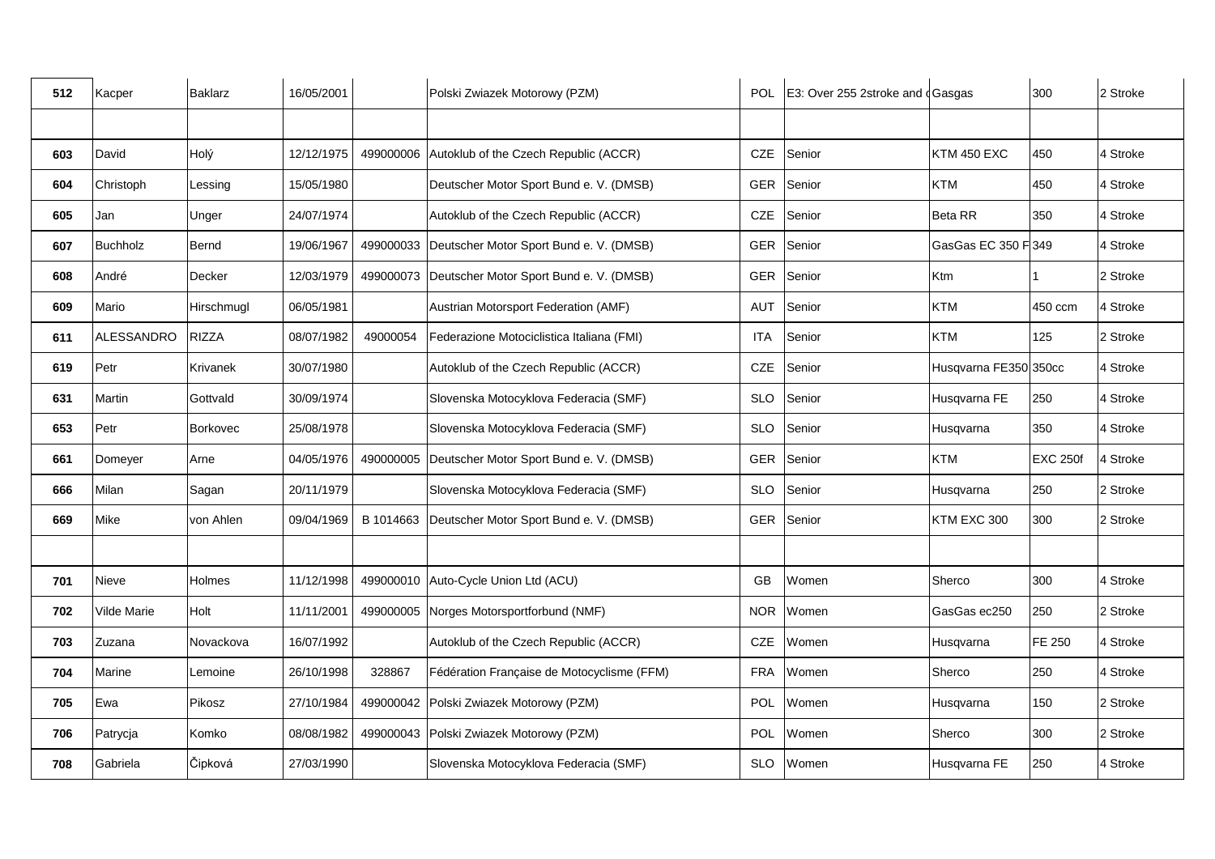| | | | | | | | | | | |
|---|---|---|---|---|---|---|---|---|---|---|
| 512 | Kacper | Baklarz | 16/05/2001 | | Polski Zwiazek Motorowy (PZM) | POL | E3: Over 255 2stroke and ( | Gasgas | 300 | 2 Stroke |
| | | | | | | | | | | |
| 603 | David | Holý | 12/12/1975 | 499000006 | Autoklub of the Czech Republic (ACCR) | CZE | Senior | KTM 450 EXC | 450 | 4 Stroke |
| 604 | Christoph | Lessing | 15/05/1980 | | Deutscher Motor Sport Bund e. V. (DMSB) | GER | Senior | KTM | 450 | 4 Stroke |
| 605 | Jan | Unger | 24/07/1974 | | Autoklub of the Czech Republic (ACCR) | CZE | Senior | Beta RR | 350 | 4 Stroke |
| 607 | Buchholz | Bernd | 19/06/1967 | 499000033 | Deutscher Motor Sport Bund e. V. (DMSB) | GER | Senior | GasGas EC 350 F | 349 | 4 Stroke |
| 608 | André | Decker | 12/03/1979 | 499000073 | Deutscher Motor Sport Bund e. V. (DMSB) | GER | Senior | Ktm | 1 | 2 Stroke |
| 609 | Mario | Hirschmugl | 06/05/1981 | | Austrian Motorsport Federation (AMF) | AUT | Senior | KTM | 450 ccm | 4 Stroke |
| 611 | ALESSANDRO | RIZZA | 08/07/1982 | 49000054 | Federazione Motociclistica Italiana (FMI) | ITA | Senior | KTM | 125 | 2 Stroke |
| 619 | Petr | Krivanek | 30/07/1980 | | Autoklub of the Czech Republic (ACCR) | CZE | Senior | Husqvarna FE350 | 350cc | 4 Stroke |
| 631 | Martin | Gottvald | 30/09/1974 | | Slovenska Motocyklova Federacia (SMF) | SLO | Senior | Husqvarna FE | 250 | 4 Stroke |
| 653 | Petr | Borkovec | 25/08/1978 | | Slovenska Motocyklova Federacia (SMF) | SLO | Senior | Husqvarna | 350 | 4 Stroke |
| 661 | Domeyer | Arne | 04/05/1976 | 490000005 | Deutscher Motor Sport Bund e. V. (DMSB) | GER | Senior | KTM | EXC 250f | 4 Stroke |
| 666 | Milan | Sagan | 20/11/1979 | | Slovenska Motocyklova Federacia (SMF) | SLO | Senior | Husqvarna | 250 | 2 Stroke |
| 669 | Mike | von Ahlen | 09/04/1969 | B 1014663 | Deutscher Motor Sport Bund e. V. (DMSB) | GER | Senior | KTM EXC 300 | 300 | 2 Stroke |
| | | | | | | | | | | |
| 701 | Nieve | Holmes | 11/12/1998 | 499000010 | Auto-Cycle Union Ltd (ACU) | GB | Women | Sherco | 300 | 4 Stroke |
| 702 | Vilde Marie | Holt | 11/11/2001 | 499000005 | Norges Motorsportforbund (NMF) | NOR | Women | GasGas ec250 | 250 | 2 Stroke |
| 703 | Zuzana | Novackova | 16/07/1992 | | Autoklub of the Czech Republic (ACCR) | CZE | Women | Husqvarna | FE 250 | 4 Stroke |
| 704 | Marine | Lemoine | 26/10/1998 | 328867 | Fédération Française de Motocyclisme (FFM) | FRA | Women | Sherco | 250 | 4 Stroke |
| 705 | Ewa | Pikosz | 27/10/1984 | 499000042 | Polski Zwiazek Motorowy (PZM) | POL | Women | Husqvarna | 150 | 2 Stroke |
| 706 | Patrycja | Komko | 08/08/1982 | 499000043 | Polski Zwiazek Motorowy (PZM) | POL | Women | Sherco | 300 | 2 Stroke |
| 708 | Gabriela | Čipková | 27/03/1990 | | Slovenska Motocyklova Federacia (SMF) | SLO | Women | Husqvarna FE | 250 | 4 Stroke |